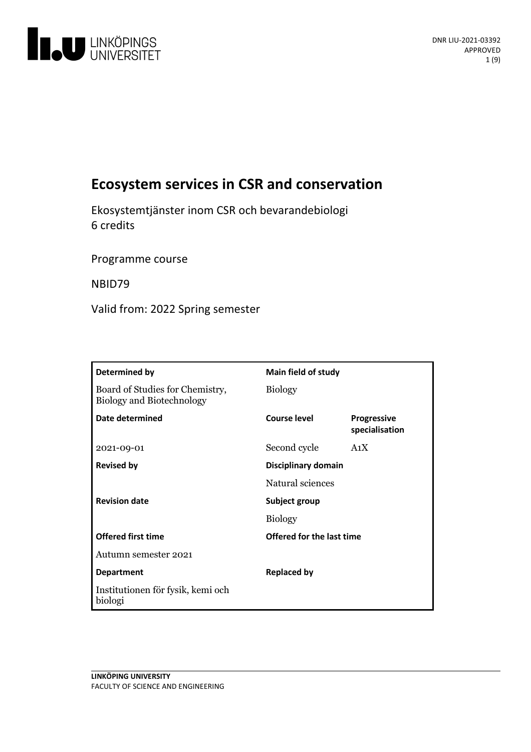# Ecosystem services in CSR and conservation

Ekosystemtjänster inom CSR och bevarandebiologi
6 credits

Programme course

NBID79

Valid from: 2022 Spring semester

| Determined by | Main field of study | |
|---|---|---|
| Board of Studies for Chemistry, Biology and Biotechnology | Biology | |
| **Date determined** | **Course level** | **Progressive specialisation** |
| 2021-09-01 | Second cycle | A1X |
| **Revised by** | **Disciplinary domain** | |
| | Natural sciences | |
| **Revision date** | **Subject group** | |
| | Biology | |
| **Offered first time** | **Offered for the last time** | |
| Autumn semester 2021 | | |
| **Department** | **Replaced by** | |
| Institutionen för fysik, kemi och biologi | | |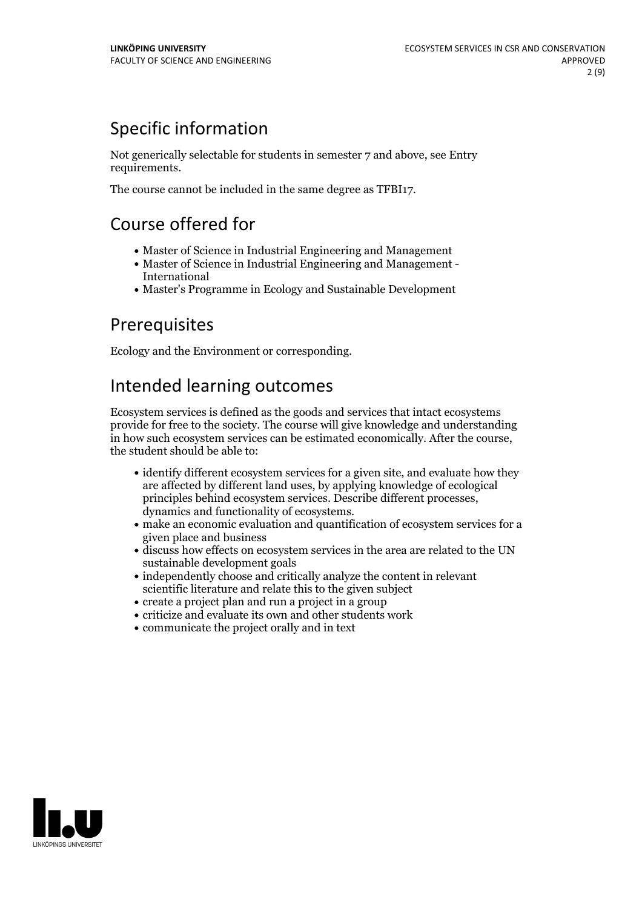## Specific information

Not generically selectable for students in semester 7 and above, see Entry requirements.

The course cannot be included in the same degree as TFBI17.

## Course offered for

- Master of Science in Industrial Engineering and Management
- Master of Science in Industrial Engineering and Management - International
- Master's Programme in Ecology and Sustainable Development

## Prerequisites

Ecology and the Environment or corresponding.

## Intended learning outcomes

Ecosystem services is defined as the goods and services that intact ecosystems provide for free to the society. The course will give knowledge and understanding in how such ecosystem services can be estimated economically. After the course, the student should be able to:

- identify different ecosystem services for a given site, and evaluate how they are affected by different land uses, by applying knowledge of ecological principles behind ecosystem services. Describe different processes, dynamics and functionality of ecosystems.
- make an economic evaluation and quantification of ecosystem services for a given place and business
- discuss how effects on ecosystem services in the area are related to the UN sustainable development goals
- independently choose and critically analyze the content in relevant scientific literature and relate this to the given subject
- create a project plan and run a project in a group
- criticize and evaluate its own and other students work
- communicate the project orally and in text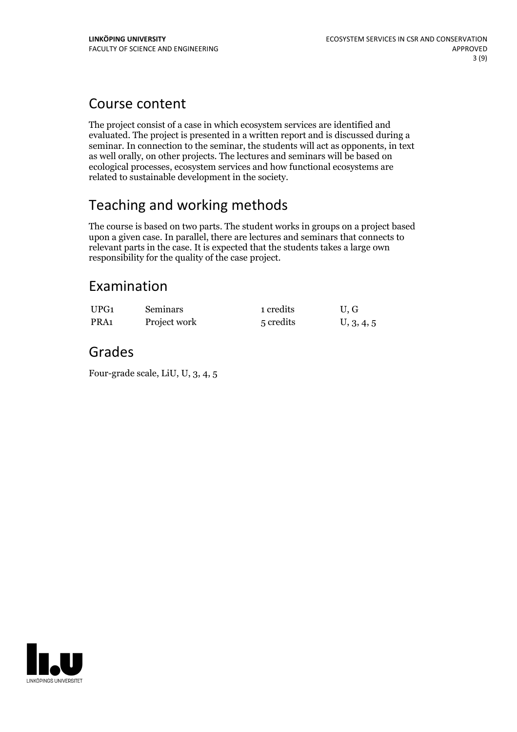## Course content

The project consist of a case in which ecosystem services are identified and evaluated. The project is presented in a written report and is discussed during a seminar. In connection to the seminar, the students will act as opponents, in text as well orally, on other projects. The lectures and seminars will be based on ecological processes, ecosystem services and how functional ecosystems are related to sustainable development in the society.

## Teaching and working methods

The course is based on two parts. The student works in groups on a project based upon a given case. In parallel, there are lectures and seminars that connects to relevant parts in the case. It is expected that the students takes a large own responsibility for the quality of the case project.

## Examination

| | | | |
|---|---|---|---|
| UPG1 | Seminars | 1 credits | U, G |
| PRA1 | Project work | 5 credits | U, 3, 4, 5 |

## Grades

Four-grade scale, LiU, U, 3, 4, 5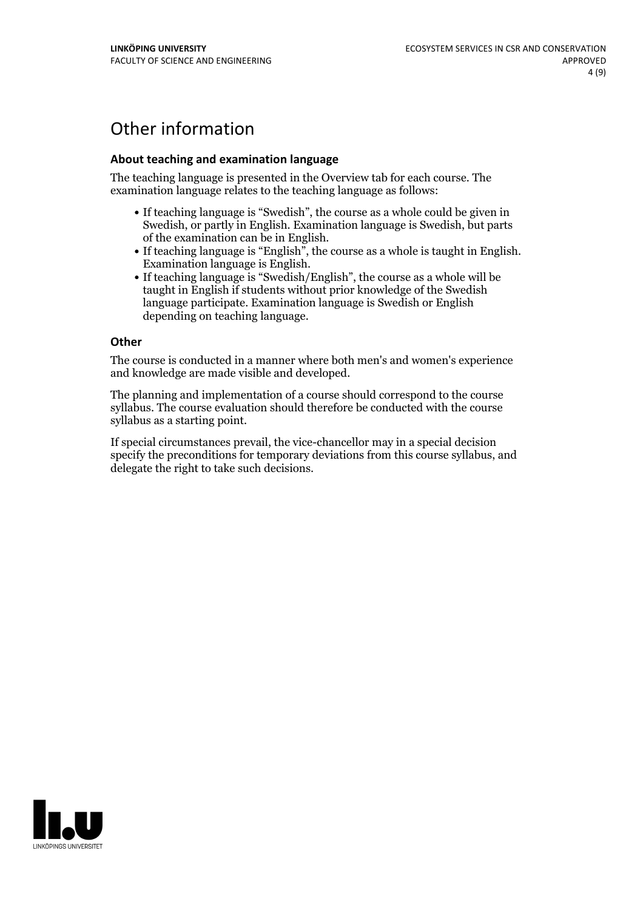# Other information

### About teaching and examination language

The teaching language is presented in the Overview tab for each course. The examination language relates to the teaching language as follows:

- If teaching language is "Swedish", the course as a whole could be given in Swedish, or partly in English. Examination language is Swedish, but parts of the examination can be in English.
- If teaching language is "English", the course as a whole is taught in English. Examination language is English.
- If teaching language is "Swedish/English", the course as a whole will be taught in English if students without prior knowledge of the Swedish language participate. Examination language is Swedish or English depending on teaching language.

### Other

The course is conducted in a manner where both men's and women's experience and knowledge are made visible and developed.

The planning and implementation of a course should correspond to the course syllabus. The course evaluation should therefore be conducted with the course syllabus as a starting point.

If special circumstances prevail, the vice-chancellor may in a special decision specify the preconditions for temporary deviations from this course syllabus, and delegate the right to take such decisions.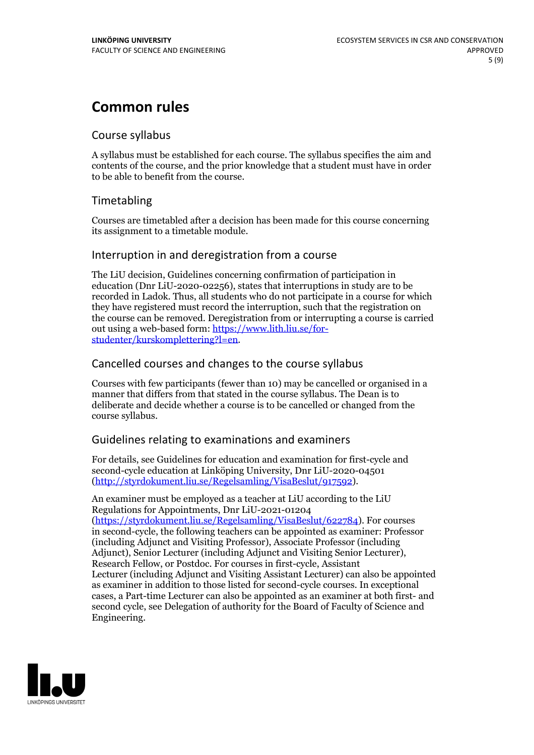# Common rules

## Course syllabus

A syllabus must be established for each course. The syllabus specifies the aim and contents of the course, and the prior knowledge that a student must have in order to be able to benefit from the course.

## Timetabling

Courses are timetabled after a decision has been made for this course concerning its assignment to a timetable module.

## Interruption in and deregistration from a course

The LiU decision, Guidelines concerning confirmation of participation in education (Dnr LiU-2020-02256), states that interruptions in study are to be recorded in Ladok. Thus, all students who do not participate in a course for which they have registered must record the interruption, such that the registration on the course can be removed. Deregistration from or interrupting a course is carried out using a web-based form: https://www.lith.liu.se/for-studenter/kurskomplettering?l=en.

## Cancelled courses and changes to the course syllabus

Courses with few participants (fewer than 10) may be cancelled or organised in a manner that differs from that stated in the course syllabus. The Dean is to deliberate and decide whether a course is to be cancelled or changed from the course syllabus.

## Guidelines relating to examinations and examiners

For details, see Guidelines for education and examination for first-cycle and second-cycle education at Linköping University, Dnr LiU-2020-04501 (http://styrdokument.liu.se/Regelsamling/VisaBeslut/917592).

An examiner must be employed as a teacher at LiU according to the LiU Regulations for Appointments, Dnr LiU-2021-01204 (https://styrdokument.liu.se/Regelsamling/VisaBeslut/622784). For courses in second-cycle, the following teachers can be appointed as examiner: Professor (including Adjunct and Visiting Professor), Associate Professor (including Adjunct), Senior Lecturer (including Adjunct and Visiting Senior Lecturer), Research Fellow, or Postdoc. For courses in first-cycle, Assistant Lecturer (including Adjunct and Visiting Assistant Lecturer) can also be appointed as examiner in addition to those listed for second-cycle courses. In exceptional cases, a Part-time Lecturer can also be appointed as an examiner at both first- and second cycle, see Delegation of authority for the Board of Faculty of Science and Engineering.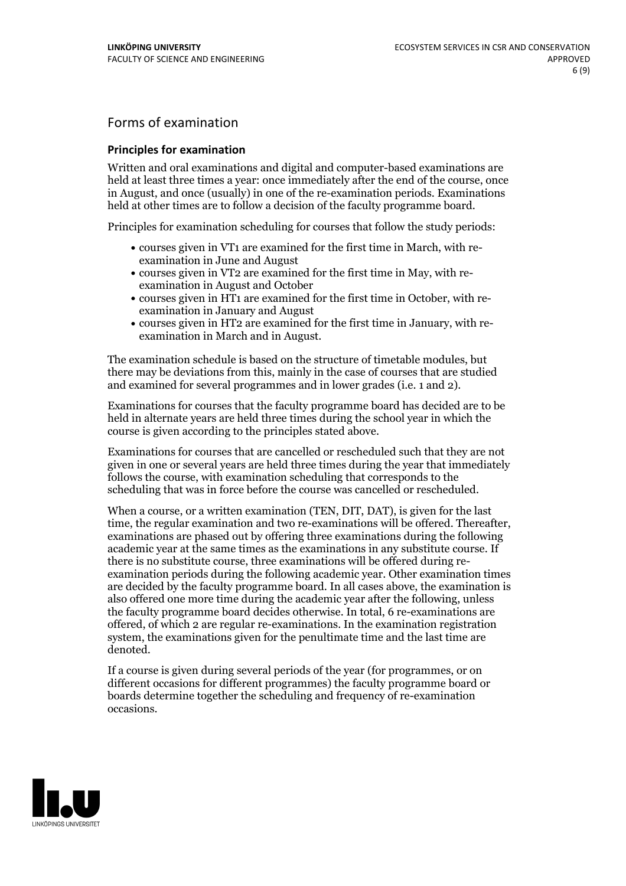## Forms of examination

### Principles for examination

Written and oral examinations and digital and computer-based examinations are held at least three times a year: once immediately after the end of the course, once in August, and once (usually) in one of the re-examination periods. Examinations held at other times are to follow a decision of the faculty programme board.

Principles for examination scheduling for courses that follow the study periods:

- courses given in VT1 are examined for the first time in March, with re-examination in June and August
- courses given in VT2 are examined for the first time in May, with re-examination in August and October
- courses given in HT1 are examined for the first time in October, with re-examination in January and August
- courses given in HT2 are examined for the first time in January, with re-examination in March and in August.

The examination schedule is based on the structure of timetable modules, but there may be deviations from this, mainly in the case of courses that are studied and examined for several programmes and in lower grades (i.e. 1 and 2).

Examinations for courses that the faculty programme board has decided are to be held in alternate years are held three times during the school year in which the course is given according to the principles stated above.

Examinations for courses that are cancelled or rescheduled such that they are not given in one or several years are held three times during the year that immediately follows the course, with examination scheduling that corresponds to the scheduling that was in force before the course was cancelled or rescheduled.

When a course, or a written examination (TEN, DIT, DAT), is given for the last time, the regular examination and two re-examinations will be offered. Thereafter, examinations are phased out by offering three examinations during the following academic year at the same times as the examinations in any substitute course. If there is no substitute course, three examinations will be offered during re-examination periods during the following academic year. Other examination times are decided by the faculty programme board. In all cases above, the examination is also offered one more time during the academic year after the following, unless the faculty programme board decides otherwise. In total, 6 re-examinations are offered, of which 2 are regular re-examinations. In the examination registration system, the examinations given for the penultimate time and the last time are denoted.

If a course is given during several periods of the year (for programmes, or on different occasions for different programmes) the faculty programme board or boards determine together the scheduling and frequency of re-examination occasions.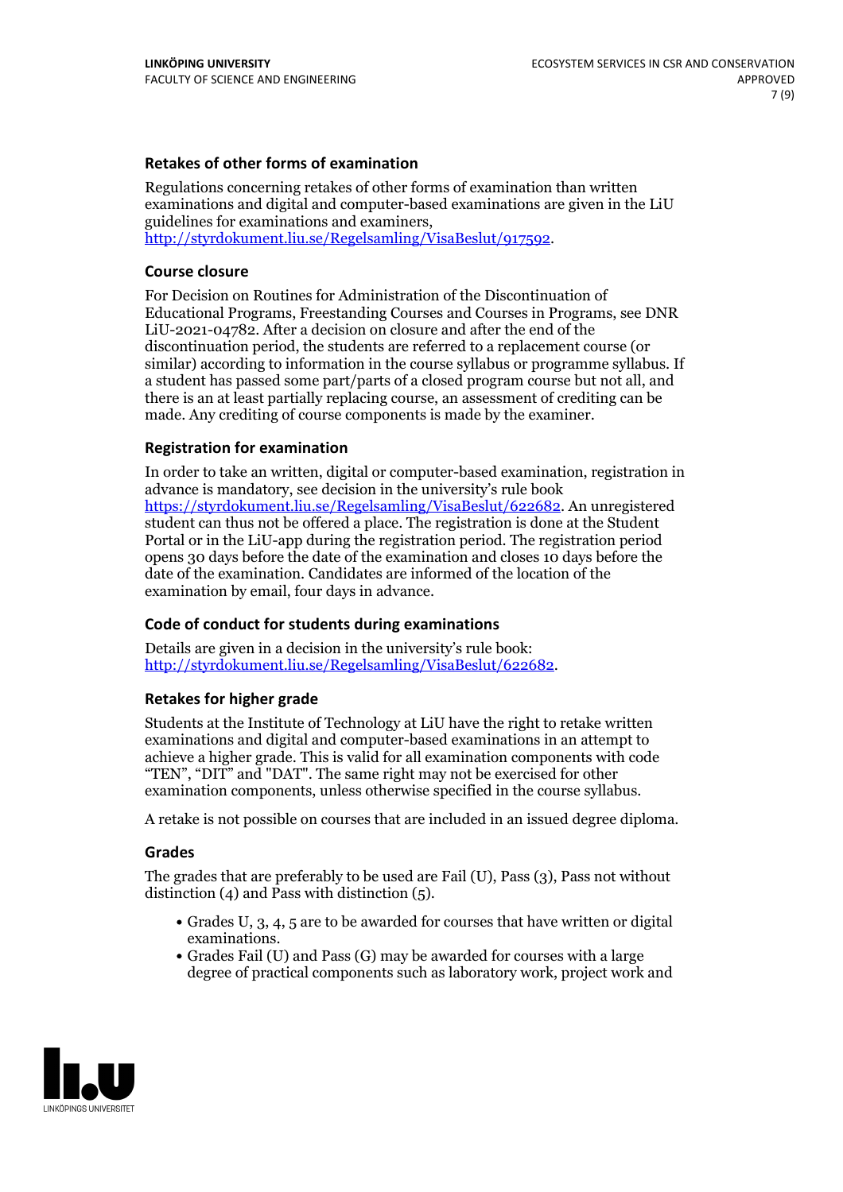### Retakes of other forms of examination

Regulations concerning retakes of other forms of examination than written examinations and digital and computer-based examinations are given in the LiU guidelines for examinations and examiners, http://styrdokument.liu.se/Regelsamling/VisaBeslut/917592.

### Course closure

For Decision on Routines for Administration of the Discontinuation of Educational Programs, Freestanding Courses and Courses in Programs, see DNR LiU-2021-04782. After a decision on closure and after the end of the discontinuation period, the students are referred to a replacement course (or similar) according to information in the course syllabus or programme syllabus. If a student has passed some part/parts of a closed program course but not all, and there is an at least partially replacing course, an assessment of crediting can be made. Any crediting of course components is made by the examiner.

### Registration for examination

In order to take an written, digital or computer-based examination, registration in advance is mandatory, see decision in the university's rule book https://styrdokument.liu.se/Regelsamling/VisaBeslut/622682. An unregistered student can thus not be offered a place. The registration is done at the Student Portal or in the LiU-app during the registration period. The registration period opens 30 days before the date of the examination and closes 10 days before the date of the examination. Candidates are informed of the location of the examination by email, four days in advance.

### Code of conduct for students during examinations

Details are given in a decision in the university's rule book: http://styrdokument.liu.se/Regelsamling/VisaBeslut/622682.

### Retakes for higher grade

Students at the Institute of Technology at LiU have the right to retake written examinations and digital and computer-based examinations in an attempt to achieve a higher grade. This is valid for all examination components with code "TEN", "DIT" and "DAT". The same right may not be exercised for other examination components, unless otherwise specified in the course syllabus.

A retake is not possible on courses that are included in an issued degree diploma.

### Grades

The grades that are preferably to be used are Fail (U), Pass (3), Pass not without distinction (4) and Pass with distinction (5).

- Grades U, 3, 4, 5 are to be awarded for courses that have written or digital examinations.
- Grades Fail (U) and Pass (G) may be awarded for courses with a large degree of practical components such as laboratory work, project work and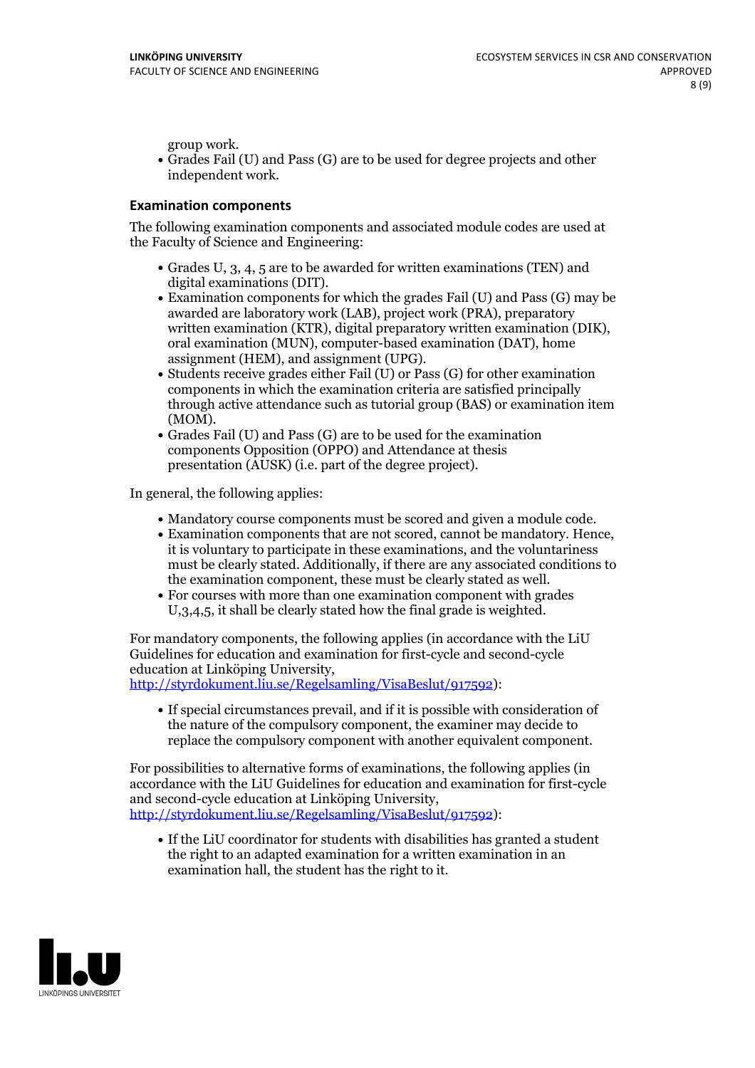group work.

- Grades Fail (U) and Pass (G) are to be used for degree projects and other independent work.

### Examination components

The following examination components and associated module codes are used at the Faculty of Science and Engineering:

- Grades U, 3, 4, 5 are to be awarded for written examinations (TEN) and digital examinations (DIT).
- Examination components for which the grades Fail (U) and Pass (G) may be awarded are laboratory work (LAB), project work (PRA), preparatory written examination (KTR), digital preparatory written examination (DIK), oral examination (MUN), computer-based examination (DAT), home assignment (HEM), and assignment (UPG).
- Students receive grades either Fail (U) or Pass (G) for other examination components in which the examination criteria are satisfied principally through active attendance such as tutorial group (BAS) or examination item (MOM).
- Grades Fail (U) and Pass (G) are to be used for the examination components Opposition (OPPO) and Attendance at thesis presentation (AUSK) (i.e. part of the degree project).

In general, the following applies:

- Mandatory course components must be scored and given a module code.
- Examination components that are not scored, cannot be mandatory. Hence, it is voluntary to participate in these examinations, and the voluntariness must be clearly stated. Additionally, if there are any associated conditions to the examination component, these must be clearly stated as well.
- For courses with more than one examination component with grades U,3,4,5, it shall be clearly stated how the final grade is weighted.

For mandatory components, the following applies (in accordance with the LiU Guidelines for education and examination for first-cycle and second-cycle education at Linköping University, http://styrdokument.liu.se/Regelsamling/VisaBeslut/917592):

- If special circumstances prevail, and if it is possible with consideration of the nature of the compulsory component, the examiner may decide to replace the compulsory component with another equivalent component.

For possibilities to alternative forms of examinations, the following applies (in accordance with the LiU Guidelines for education and examination for first-cycle and second-cycle education at Linköping University, http://styrdokument.liu.se/Regelsamling/VisaBeslut/917592):

- If the LiU coordinator for students with disabilities has granted a student the right to an adapted examination for a written examination in an examination hall, the student has the right to it.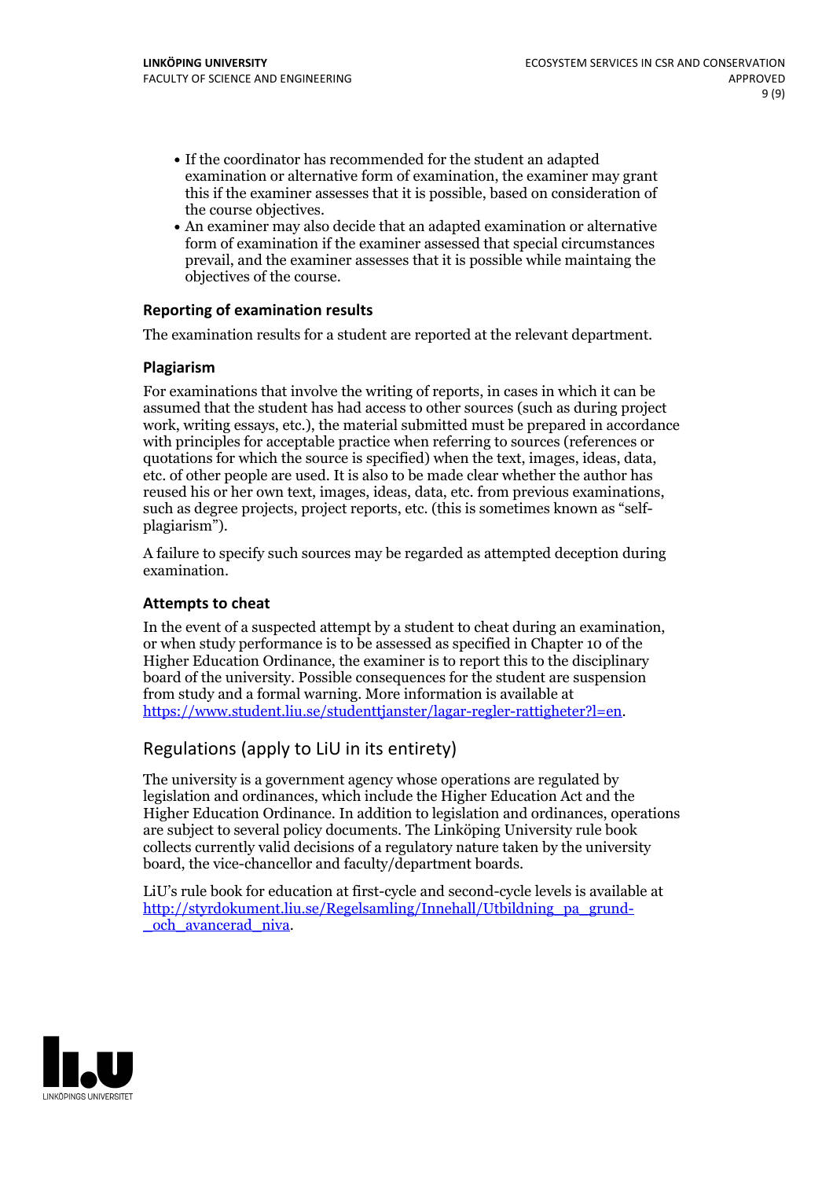- If the coordinator has recommended for the student an adapted examination or alternative form of examination, the examiner may grant this if the examiner assesses that it is possible, based on consideration of the course objectives.
- An examiner may also decide that an adapted examination or alternative form of examination if the examiner assessed that special circumstances prevail, and the examiner assesses that it is possible while maintaing the objectives of the course.

### Reporting of examination results

The examination results for a student are reported at the relevant department.

### Plagiarism

For examinations that involve the writing of reports, in cases in which it can be assumed that the student has had access to other sources (such as during project work, writing essays, etc.), the material submitted must be prepared in accordance with principles for acceptable practice when referring to sources (references or quotations for which the source is specified) when the text, images, ideas, data, etc. of other people are used. It is also to be made clear whether the author has reused his or her own text, images, ideas, data, etc. from previous examinations, such as degree projects, project reports, etc. (this is sometimes known as "self-plagiarism").

A failure to specify such sources may be regarded as attempted deception during examination.

### Attempts to cheat

In the event of a suspected attempt by a student to cheat during an examination, or when study performance is to be assessed as specified in Chapter 10 of the Higher Education Ordinance, the examiner is to report this to the disciplinary board of the university. Possible consequences for the student are suspension from study and a formal warning. More information is available at https://www.student.liu.se/studenttjanster/lagar-regler-rattigheter?l=en.

## Regulations (apply to LiU in its entirety)

The university is a government agency whose operations are regulated by legislation and ordinances, which include the Higher Education Act and the Higher Education Ordinance. In addition to legislation and ordinances, operations are subject to several policy documents. The Linköping University rule book collects currently valid decisions of a regulatory nature taken by the university board, the vice-chancellor and faculty/department boards.

LiU's rule book for education at first-cycle and second-cycle levels is available at http://styrdokument.liu.se/Regelsamling/Innehall/Utbildning_pa_grund-_och_avancerad_niva.